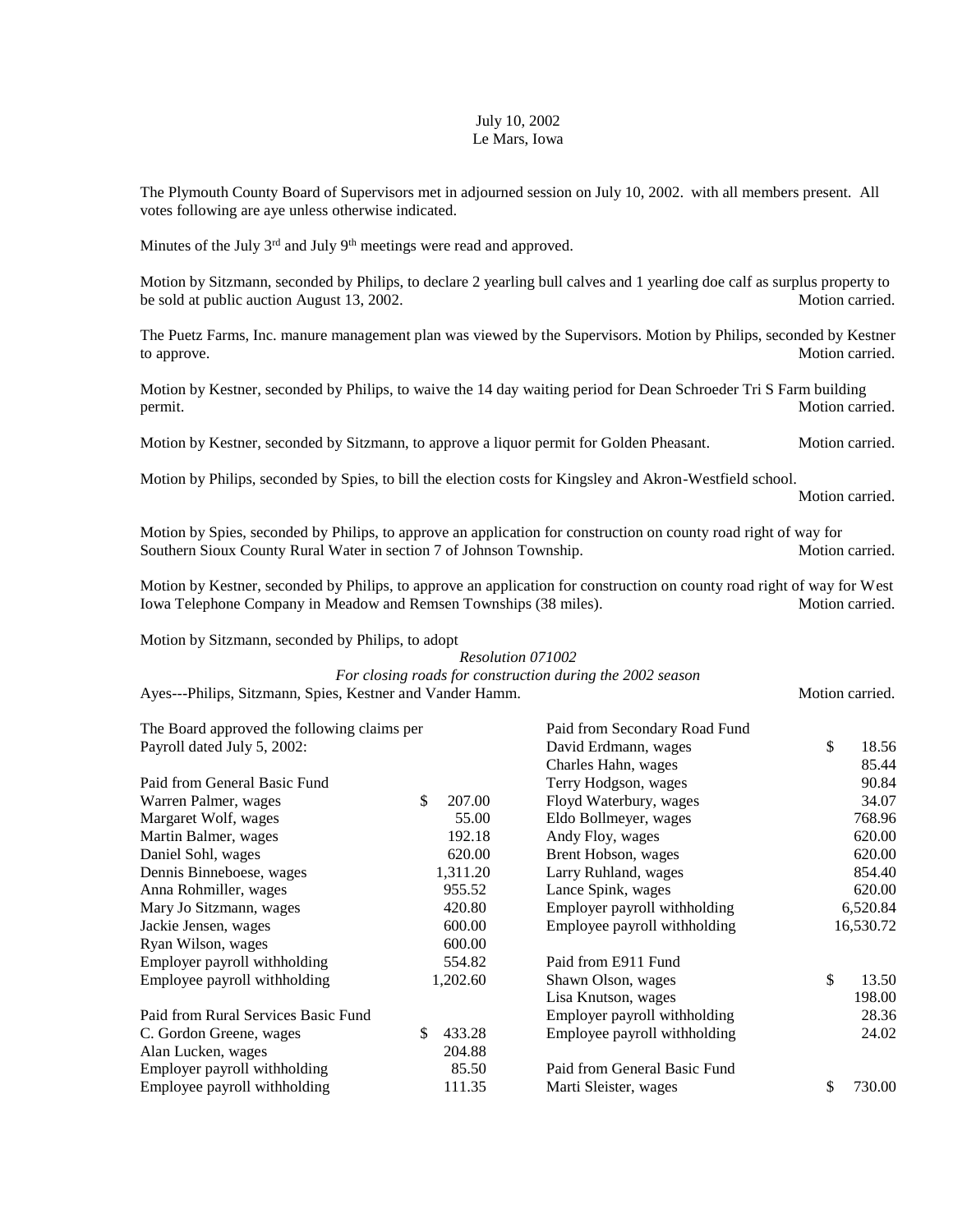July 10, 2002
Le Mars, Iowa

The Plymouth County Board of Supervisors met in adjourned session on July 10, 2002. with all members present. All votes following are aye unless otherwise indicated.

Minutes of the July 3rd and July 9th meetings were read and approved.

Motion by Sitzmann, seconded by Philips, to declare 2 yearling bull calves and 1 yearling doe calf as surplus property to be sold at public auction August 13, 2002. Motion carried.

The Puetz Farms, Inc. manure management plan was viewed by the Supervisors. Motion by Philips, seconded by Kestner to approve. Motion carried.

Motion by Kestner, seconded by Philips, to waive the 14 day waiting period for Dean Schroeder Tri S Farm building permit. Motion carried.

Motion by Kestner, seconded by Sitzmann, to approve a liquor permit for Golden Pheasant. Motion carried.

Motion by Philips, seconded by Spies, to bill the election costs for Kingsley and Akron-Westfield school. Motion carried.

Motion by Spies, seconded by Philips, to approve an application for construction on county road right of way for Southern Sioux County Rural Water in section 7 of Johnson Township. Motion carried.

Motion by Kestner, seconded by Philips, to approve an application for construction on county road right of way for West Iowa Telephone Company in Meadow and Remsen Townships (38 miles). Motion carried.

Motion by Sitzmann, seconded by Philips, to adopt

*Resolution 071002*
*For closing roads for construction during the 2002 season*

Ayes---Philips, Sitzmann, Spies, Kestner and Vander Hamm. Motion carried.

The Board approved the following claims per Payroll dated July 5, 2002:

| Paid from General Basic Fund | |
|---|---|
| Warren Palmer, wages | $ 207.00 |
| Margaret Wolf, wages | 55.00 |
| Martin Balmer, wages | 192.18 |
| Daniel Sohl, wages | 620.00 |
| Dennis Binneboese, wages | 1,311.20 |
| Anna Rohmiller, wages | 955.52 |
| Mary Jo Sitzmann, wages | 420.80 |
| Jackie Jensen, wages | 600.00 |
| Ryan Wilson, wages | 600.00 |
| Employer payroll withholding | 554.82 |
| Employee payroll withholding | 1,202.60 |

| Paid from Rural Services Basic Fund | |
|---|---|
| C. Gordon Greene, wages | $ 433.28 |
| Alan Lucken, wages | 204.88 |
| Employer payroll withholding | 85.50 |
| Employee payroll withholding | 111.35 |

| Paid from Secondary Road Fund | |
|---|---|
| David Erdmann, wages | $ 18.56 |
| Charles Hahn, wages | 85.44 |
| Terry Hodgson, wages | 90.84 |
| Floyd Waterbury, wages | 34.07 |
| Eldo Bollmeyer, wages | 768.96 |
| Andy Floy, wages | 620.00 |
| Brent Hobson, wages | 620.00 |
| Larry Ruhland, wages | 854.40 |
| Lance Spink, wages | 620.00 |
| Employer payroll withholding | 6,520.84 |
| Employee payroll withholding | 16,530.72 |

| Paid from E911 Fund | |
|---|---|
| Shawn Olson, wages | $ 13.50 |
| Lisa Knutson, wages | 198.00 |
| Employer payroll withholding | 28.36 |
| Employee payroll withholding | 24.02 |

| Paid from General Basic Fund | |
|---|---|
| Marti Sleister, wages | $ 730.00 |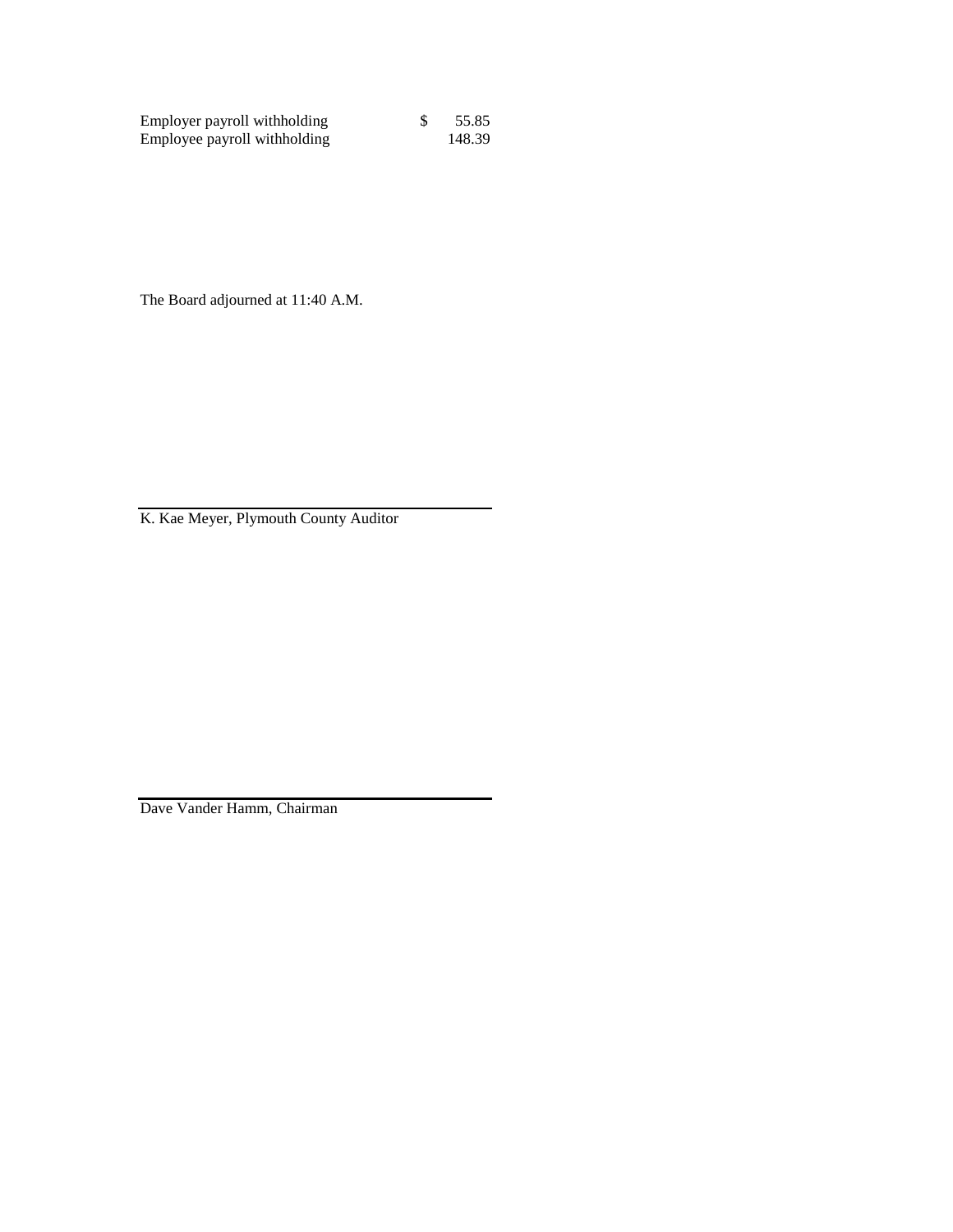| | | |
|---|---|---|
| Employer payroll withholding | $ | 55.85 |
| Employee payroll withholding | | 148.39 |

The Board adjourned at 11:40 A.M.

\_\_\_\_\_\_\_\_\_\_\_\_\_\_\_\_\_\_\_\_\_\_\_\_\_\_\_\_\_\_\_\_\_\_\_\_

K. Kae Meyer, Plymouth County Auditor

\_\_\_\_\_\_\_\_\_\_\_\_\_\_\_\_\_\_\_\_\_\_\_\_\_\_\_\_\_\_\_\_\_\_\_\_

Dave Vander Hamm, Chairman